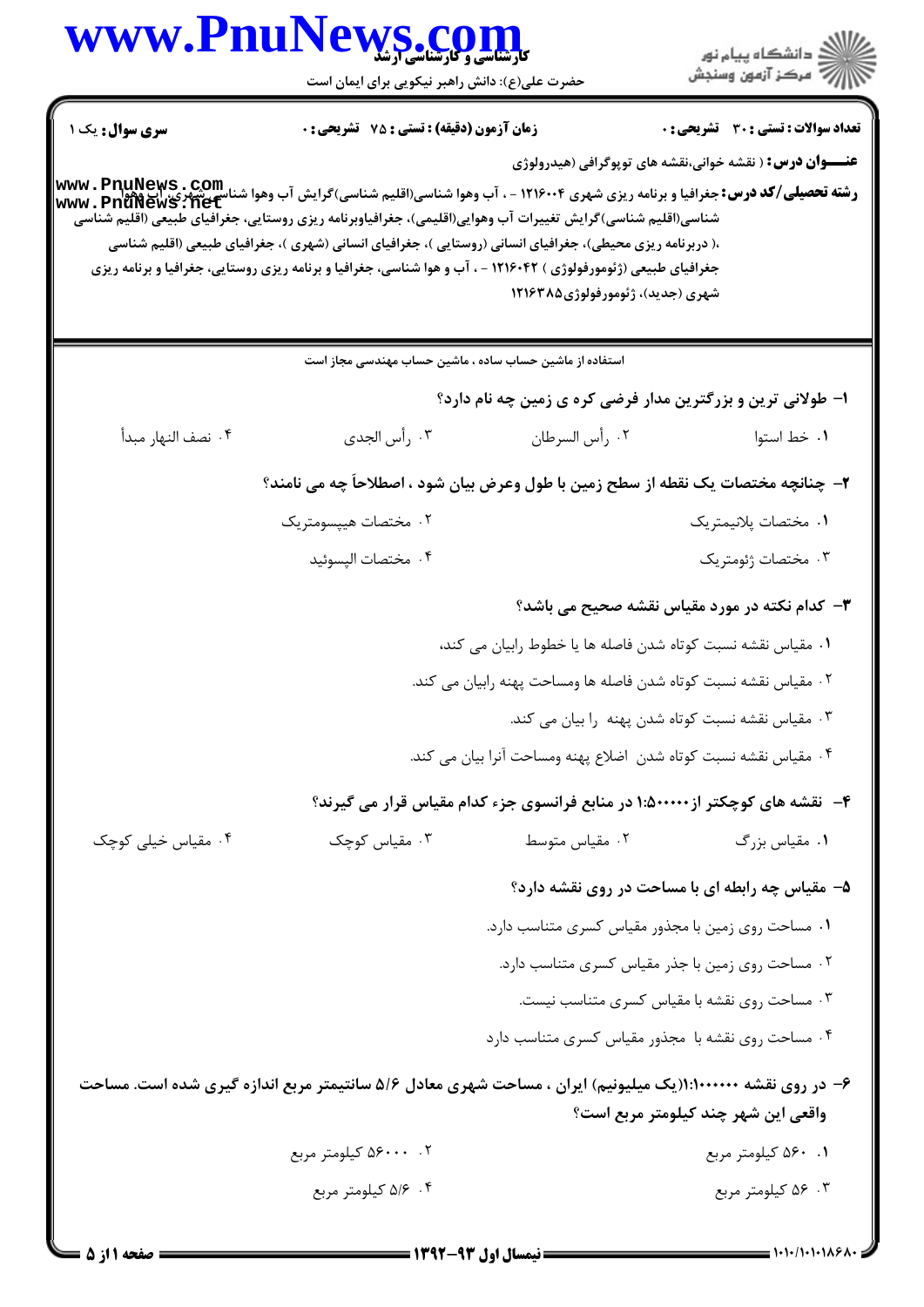**سری سوال:** یک ۱

**زمان آزمون (دقیقه) : تستی : ۷۵ تشریحی : ۰**

**تعداد سوالات : تستی : ۳۰ تشریحی : ۰**

**عنـــوان درس :** ( نقشه خوانی،نقشه های توپوگرافی (هیدرولوژی

**رشته تحصیلی/کد درس:** جغرافیا و برنامه ریزی شهری ۱۲۱۶۰۰۴ - ، آب وهوا شناسی(اقلیم شناسی)گرایش آب وهوا شناسی شهری، آب وهوا شناسی(اقلیم شناسی)گرایش تغییرات آب وهوایی(اقلیمی)، جغرافیاوبرنامه ریزی روستایی، جغرافیای طبیعی (اقلیم شناسی ،( دربرنامه ریزی محیطی)، جغرافیای انسانی (روستایی )، جغرافیای انسانی (شهری )، جغرافیای طبیعی (اقلیم شناسی جغرافیای طبیعی (ژئومرفولوژی ) ۱۲۱۶۰۴۲ - ، آب و هوا شناسی، جغرافیا و برنامه ریزی روستایی، جغرافیا و برنامه ریزی شهری (جدید)، ژئومرفولوژی۱۲۱۶۳۸۵

استفاده از ماشین حساب ساده ، ماشین حساب مهندسی مجاز است

۱- طولانی ترین و بزرگترین مدار فرضی کره ی زمین چه نام دارد؟

۱. خط استوا
۲. رأس السرطان
۳. رأس الجدی
۴. نصف النهار مبدأ

۲- چنانچه مختصات یک نقطه از سطح زمین با طول وعرض بیان شود ، اصطلاحاً چه می نامند؟

۱. مختصات پلانیمتریک
۲. مختصات هیپسومتریک
۳. مختصات ژئومتریک
۴. مختصات الیپسوئید

۳- کدام نکته در مورد مقیاس نقشه صحیح می باشد؟

۱. مقیاس نقشه نسبت کوتاه شدن فاصله ها یا خطوط رابیان می کند،
۲. مقیاس نقشه نسبت کوتاه شدن فاصله ها ومساحت پهنه رابیان می کند.
۳. مقیاس نقشه نسبت کوتاه شدن پهنه را بیان می کند.
۴. مقیاس نقشه نسبت کوتاه شدن اضلاع پهنه ومساحت آنرا بیان می کند.

۴- نقشه های کوچکتر از ۱:۵۰۰۰۰۰ در منابع فرانسوی جزء کدام مقیاس قرار می گیرند؟

۱. مقیاس بزرگ
۲. مقیاس متوسط
۳. مقیاس کوچک
۴. مقیاس خیلی کوچک

۵- مقیاس چه رابطه ای با مساحت در روی نقشه دارد؟

۱. مساحت روی زمین با مجذور مقیاس کسری متناسب دارد.
۲. مساحت روی زمین با جذر مقیاس کسری متناسب دارد.
۳. مساحت روی نقشه با مقیاس کسری متناسب نیست.
۴. مساحت روی نقشه با مجذور مقیاس کسری متناسب دارد

۶- در روی نقشه ۱:۱۰۰۰۰۰۰(یک میلیونیم) ایران ، مساحت شهری معادل ۵/۶ سانتیمتر مربع اندازه گیری شده است. مساحت واقعی این شهر چند کیلومتر مربع است؟

۱. ۵۶۰ کیلومتر مربع
۲. ۵۶۰۰۰ کیلومتر مربع
۳. ۵۶ کیلومتر مربع
۴. ۵/۶ کیلومتر مربع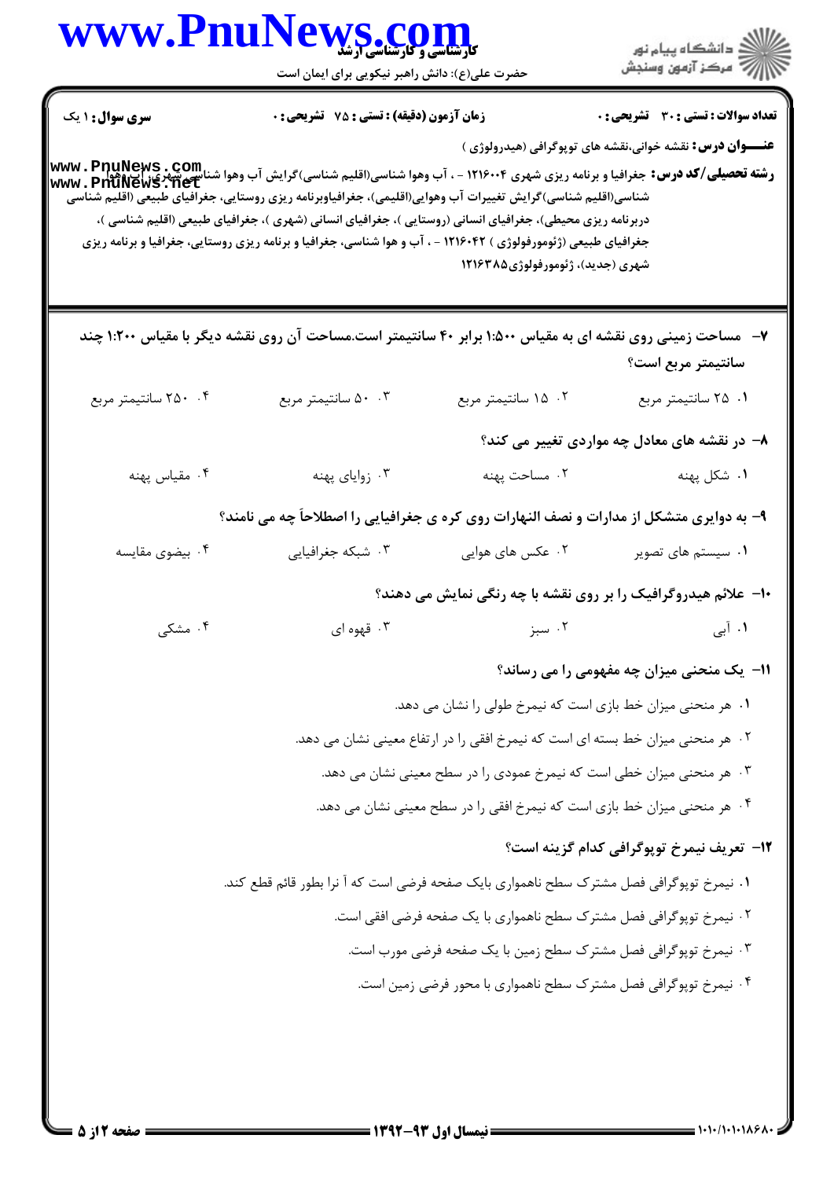**سری سوال:** ۱ یک

**زمان آزمون (دقیقه) : تستی : ۷۵ تشریحی : ۰**

**تعداد سوالات : تستی : ۳۰ تشریحی : ۰**

**عنـــوان درس:** نقشه خوانی،نقشه های توپوگرافی (هیدرولوژی )

**رشته تحصیلی/کد درس:** جغرافیا و برنامه ریزی شهری ۱۲۱۶۰۰۴ - ، آب وهوا شناسی(اقلیم شناسی)گرایش آب وهوا شناسی شهری،آب وهوا شناسی(اقلیم شناسی)گرایش تغییرات آب وهوایی(اقلیمی)، جغرافیاوبرنامه ریزی روستایی، جغرافیای طبیعی (اقلیم شناسی دربرنامه ریزی محیطی)، جغرافیای انسانی (روستایی )، جغرافیای انسانی (شهری )، جغرافیای طبیعی (اقلیم شناسی )، جغرافیای طبیعی (ژئومورفولوژی ) ۱۲۱۶۰۴۲ - ، آب و هوا شناسی، جغرافیا و برنامه ریزی روستایی، جغرافیا و برنامه ریزی شهری (جدید)، ژئومورفولوژی۱۲۱۶۳۸۵

**۷- مساحت زمینی روی نقشه ای به مقیاس ۱:۵۰۰ برابر ۴۰ سانتیمتر است.مساحت آن روی نقشه دیگر با مقیاس ۱:۲۰۰ چند سانتیمتر مربع است؟**

۱. ۲۵ سانتیمتر مربع
۲. ۱۵ سانتیمتر مربع
۳. ۵۰ سانتیمتر مربع
۴. ۲۵۰ سانتیمتر مربع

**۸- در نقشه های معادل چه مواردی تغییر می کند؟**

۱. شکل پهنه
۲. مساحت پهنه
۳. زوایای پهنه
۴. مقیاس پهنه

**۹- به دوایری متشکل از مدارات و نصف النهارات روی کره ی جغرافیایی را اصطلاحاً چه می نامند؟**

۱. سیستم های تصویر
۲. عکس های هوایی
۳. شبکه جغرافیایی
۴. بیضوی مقایسه

**۱۰- علائم هیدروگرافیک را بر روی نقشه با چه رنگی نمایش می دهند؟**

۱. آبی
۲. سبز
۳. قهوه ای
۴. مشکی

**۱۱- یک منحنی میزان چه مفهومی را می رساند؟**

۱. هر منحنی میزان خط بازی است که نیمرخ طولی را نشان می دهد.
۲. هر منحنی میزان خط بسته ای است که نیمرخ افقی را در ارتفاع معینی نشان می دهد.
۳. هر منحنی میزان خطی است که نیمرخ عمودی را در سطح معینی نشان می دهد.
۴. هر منحنی میزان خط بازی است که نیمرخ افقی را در سطح معینی نشان می دهد.

**۱۲- تعریف نیمرخ توپوگرافی کدام گزینه است؟**

۱. نیمرخ توپوگرافی فصل مشترک سطح ناهمواری بایک صفحه فرضی است که آ نرا بطور قائم قطع کند.
۲. نیمرخ توپوگرافی فصل مشترک سطح ناهمواری با یک صفحه فرضی افقی است.
۳. نیمرخ توپوگرافی فصل مشترک سطح زمین با یک صفحه فرضی مورب است.
۴. نیمرخ توپوگرافی فصل مشترک سطح ناهمواری با محور فرضی زمین است.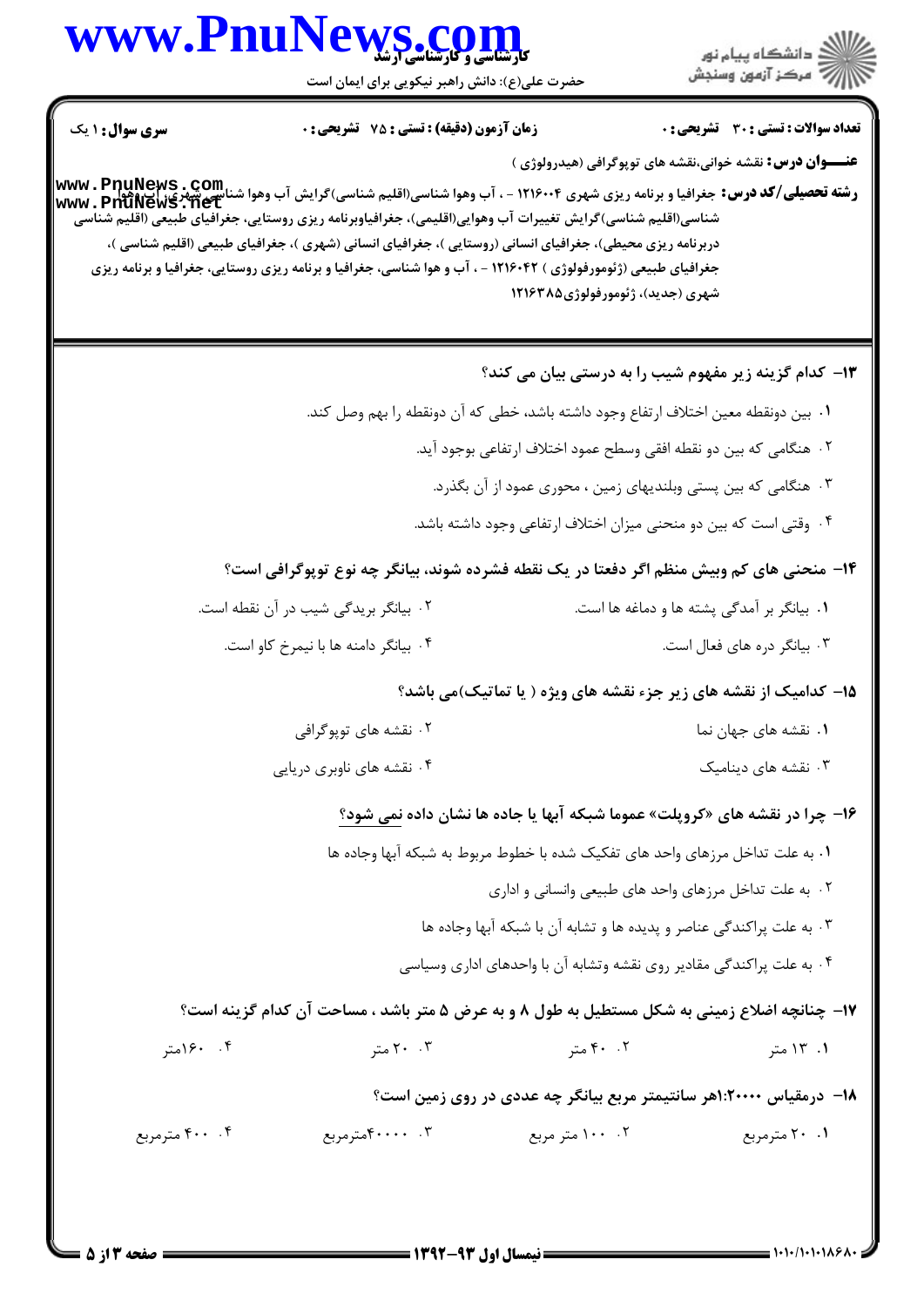**سری سوال:** ۱ یک | **زمان آزمون (دقیقه) : تستی :** ۷۵ **تشریحی :** ۰ | **تعداد سوالات : تستی :** ۳۰ **تشریحی :** ۰

**عنـــوان درس:** نقشه خوانی،نقشه های توپوگرافی (هیدرولوژی )

**رشته تحصیلی/کد درس:** جغرافیا و برنامه ریزی شهری ۱۲۱۶۰۰۴ - ، آب وهوا شناسی(اقلیم شناسی)گرایش آب وهوا شناسی شهری، آب وهوا شناسی(اقلیم شناسی)گرایش تغییرات آب وهوایی(اقلیمی)، جغرافیاوبرنامه ریزی روستایی، جغرافیای طبیعی (اقلیم شناسی دربرنامه ریزی محیطی)، جغرافیای انسانی (روستایی )، جغرافیای انسانی (شهری )، جغرافیای طبیعی (اقلیم شناسی )، جغرافیای طبیعی (ژئومورفولوژی ) ۱۲۱۶۰۴۲ - ، آب و هوا شناسی، جغرافیا و برنامه ریزی روستایی، جغرافیا و برنامه ریزی شهری (جدید)، ژئومورفولوژی۱۲۱۶۳۸۵

**۱۳- کدام گزینه زیر مفهوم شیب را به درستی بیان می کند؟**

۱. بین دونقطه معین اختلاف ارتفاع وجود داشته باشد، خطی که آن دونقطه را بهم وصل کند.

۲. هنگامی که بین دو نقطه افقی وسطح عمود اختلاف ارتفاعی بوجود آید.

۳. هنگامی که بین پستی وبلندیهای زمین ، محوری عمود از آن بگذرد.

۴. وقتی است که بین دو منحنی میزان اختلاف ارتفاعی وجود داشته باشد.

**۱۴- منحنی های کم وبیش منظم اگر دفعتا در یک نقطه فشرده شوند، بیانگر چه نوع توپوگرافی است؟**

۱. بیانگر بر آمدگی پشته ها و دماغه ها است.

۲. بیانگر بریدگی شیب در آن نقطه است.

۳. بیانگر دره های فعال است.

۴. بیانگر دامنه ها با نیمرخ کاو است.

**۱۵- کدامیک از نقشه های زیر جزء نقشه های ویژه ( یا تماتیک)می باشد؟**

۱. نقشه های جهان نما

۲. نقشه های توپوگرافی

۳. نقشه های دینامیک

۴. نقشه های ناوبری دریایی

**۱۶- چرا در نقشه های «کروپلت» عموما شبکه آبها یا جاده ها نشان داده نمی شود؟**

۱. به علت تداخل مرزهای واحد های تفکیک شده با خطوط مربوط به شبکه آبها وجاده ها

۲. به علت تداخل مرزهای واحد های طبیعی وانسانی و اداری

۳. به علت پراکندگی عناصر و پدیده ها و تشابه آن با شبکه آبها وجاده ها

۴. به علت پراکندگی مقادیر روی نقشه وتشابه آن با واحدهای اداری وسیاسی

**۱۷- چنانچه اضلاع زمینی به شکل مستطیل به طول ۸ و به عرض ۵ متر باشد ، مساحت آن کدام گزینه است؟**

۱. ۱۳ متر

۲. ۴۰ متر

۳. ۲۰ متر

۴. ۱۶۰متر

**۱۸- درمقیاس ۱:۲۰۰۰۰هر سانتیمتر مربع بیانگر چه عددی در روی زمین است؟**

۱. ۲۰ مترمربع

۲. ۱۰۰ متر مربع

۳. ۴۰۰۰۰مترمربع

۴. ۴۰۰ مترمربع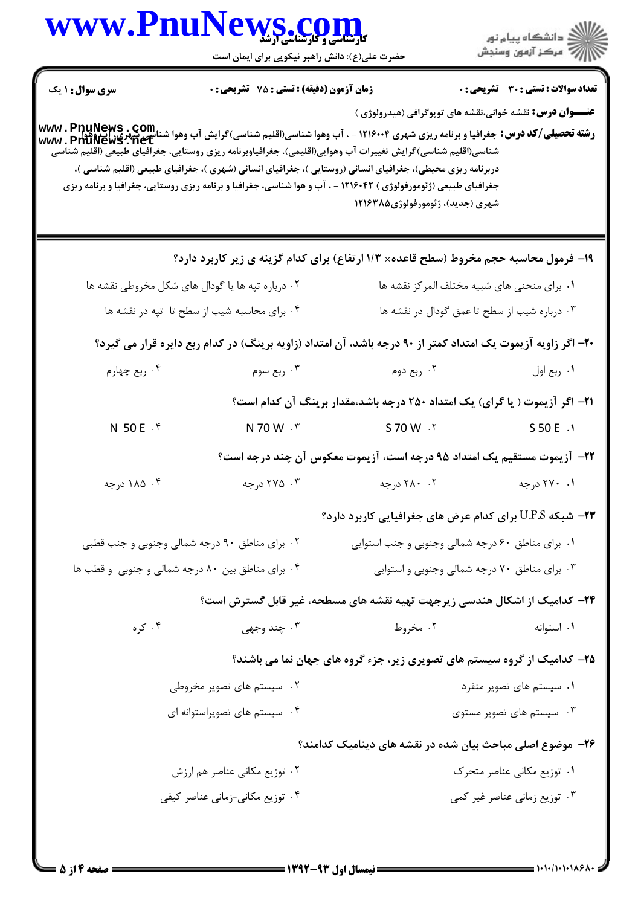**سری سوال:** ۱ یک

**زمان آزمون (دقیقه) : تستی : ۷۵ تشریحی : ۰**

**تعداد سوالات : تستی : ۳۰ تشریحی : ۰**

**عنـــوان درس:** نقشه خوانی،نقشه های توپوگرافی (هیدرولوژی )

**رشته تحصیلی/کد درس:** جغرافیا و برنامه ریزی شهری ۱۲۱۶۰۰۴ - ، آب وهوا شناسی(اقلیم شناسی)گرایش آب وهوا شناسی شهری، آب وهوا شناسی(اقلیم شناسی)گرایش تغییرات آب وهوایی(اقلیمی)، جغرافیاوبرنامه ریزی روستایی، جغرافیای طبیعی (اقلیم شناسی دربرنامه ریزی محیطی)، جغرافیای انسانی (روستایی )، جغرافیای انسانی (شهری )، جغرافیای طبیعی (اقلیم شناسی )، جغرافیای طبیعی (ژئومورفولوژی ) ۱۲۱۶۰۴۲ - ، آب و هوا شناسی، جغرافیا و برنامه ریزی روستایی، جغرافیا و برنامه ریزی شهری (جدید)، ژئومورفولوژی۱۲۱۶۳۸۵

۱۹- فرمول محاسبه حجم مخروط (سطح قاعده× ۱/۳ ارتفاع) برای کدام گزینه ی زیر کاربرد دارد؟

۱. برای منحنی های شبیه مختلف المرکز نقشه ها

۲. درباره تپه ها یا گودال های شکل مخروطی نقشه ها

۳. درباره شیب از سطح تا عمق گودال در نقشه ها

۴. برای محاسبه شیب از سطح تا تپه در نقشه ها

۲۰- اگر زاویه آزیموت یک امتداد کمتر از ۹۰ درجه باشد، آن امتداد (زاویه برینگ) در کدام ربع دایره قرار می گیرد؟

۱. ربع اول

۲. ربع دوم

۳. ربع سوم

۴. ربع چهارم

۲۱- اگر آزیموت ( یا گرای) یک امتداد ۲۵۰ درجه باشد،مقدار برینگ آن کدام است؟

۱. S 50 E

۲. S 70 W

۳. N 70 W

۴. N 50 E

۲۲- آزیموت مستقیم یک امتداد ۹۵ درجه است، آزیموت معکوس آن چند درجه است؟

۱. ۲۷۰ درجه

۲. ۲۸۰ درجه

۳. ۲۷۵ درجه

۴. ۱۸۵ درجه

۲۳- شبکه U.P.S برای کدام عرض های جغرافیایی کاربرد دارد؟

۱. برای مناطق ۶۰ درجه شمالی وجنوبی و جنب استوایی

۲. برای مناطق ۹۰ درجه شمالی وجنوبی و جنب قطبی

۳. برای مناطق ۷۰ درجه شمالی وجنوبی و استوایی

۴. برای مناطق بین ۸۰ درجه شمالی و جنوبی و قطب ها

۲۴- کدامیک از اشکال هندسی زیرجهت تهیه نقشه های مسطحه، غیر قابل گسترش است؟

۱. استوانه

۲. مخروط

۳. چند وجهی

۴. کره

۲۵- کدامیک از گروه سیستم های تصویری زیر، جزء گروه های جهان نما می باشند؟

۱. سیستم های تصویر منفرد

۲. سیستم های تصویر مخروطی

۳. سیستم های تصویر مستوی

۴. سیستم های تصویراستوانه ای

۲۶- موضوع اصلی مباحث بیان شده در نقشه های دینامیک کدامند؟

۱. توزیع مکانی عناصر متحرک

۲. توزیع مکانی عناصر هم ارزش

۳. توزیع زمانی عناصر غیر کمی

۴. توزیع مکانی-زمانی عناصر کیفی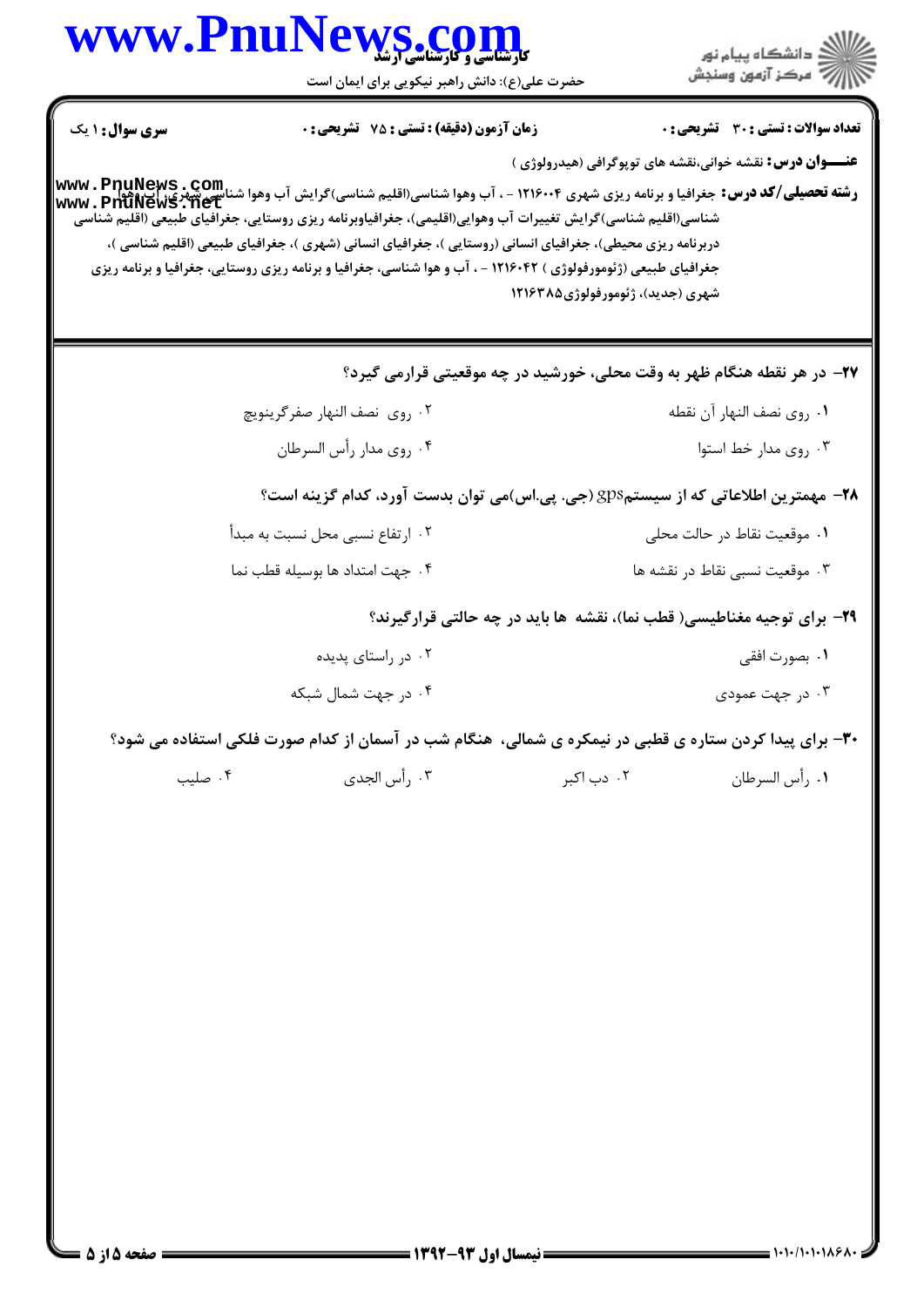**سری سوال:** ۱ یک

**زمان آزمون (دقیقه) : تستی : ۷۵ تشریحی : ۰**

**تعداد سوالات : تستی : ۳۰ تشریحی : ۰**

**عنـــوان درس:** نقشه خوانی،نقشه های توپوگرافی (هیدرولوژی )

**رشته تحصیلی/کد درس:** جغرافیا و برنامه ریزی شهری ۱۲۱۶۰۰۴ - ، آب وهوا شناسی(اقلیم شناسی)گرایش آب وهوا شناسی شهری،آب وهوا شناسی(اقلیم شناسی)گرایش تغییرات آب وهوایی(اقلیمی)، جغرافیاوبرنامه ریزی روستایی، جغرافیای طبیعی (اقلیم شناسی دربرنامه ریزی محیطی)، جغرافیای انسانی (روستایی )، جغرافیای انسانی (شهری )، جغرافیای طبیعی (اقلیم شناسی )، جغرافیای طبیعی (ژئومورفولوژی ) ۱۲۱۶۰۴۲ - ، آب و هوا شناسی، جغرافیا و برنامه ریزی روستایی، جغرافیا و برنامه ریزی شهری (جدید)، ژئومورفولوژی۱۲۱۶۳۸۵

**۲۷- در هر نقطه هنگام ظهر به وقت محلی، خورشید در چه موقعیتی قرارمی گیرد؟**

۱. روی نصف النهار آن نقطه

۲. روی نصف النهار صفرگرینویچ

۳. روی مدار خط استوا

۴. روی مدار رأس السرطان

**۲۸- مهمترین اطلاعاتی که از سیستمgps (جی. پی.اس)می توان بدست آورد، کدام گزینه است؟**

۱. موقعیت نقاط در حالت محلی

۲. ارتفاع نسبی محل نسبت به مبدأ

۳. موقعیت نسبی نقاط در نقشه ها

۴. جهت امتداد ها بوسیله قطب نما

**۲۹- برای توجیه مغناطیسی( قطب نما)، نقشه ها باید در چه حالتی قرارگیرند؟**

۱. بصورت افقی

۲. در راستای پدیده

۳. در جهت عمودی

۴. در جهت شمال شبکه

**۳۰- برای پیدا کردن ستاره ی قطبی در نیمکره ی شمالی، هنگام شب در آسمان از کدام صورت فلکی استفاده می شود؟**

۱. رأس السرطان

۲. دب اکبر

۳. رأس الجدی

۴. صلیب